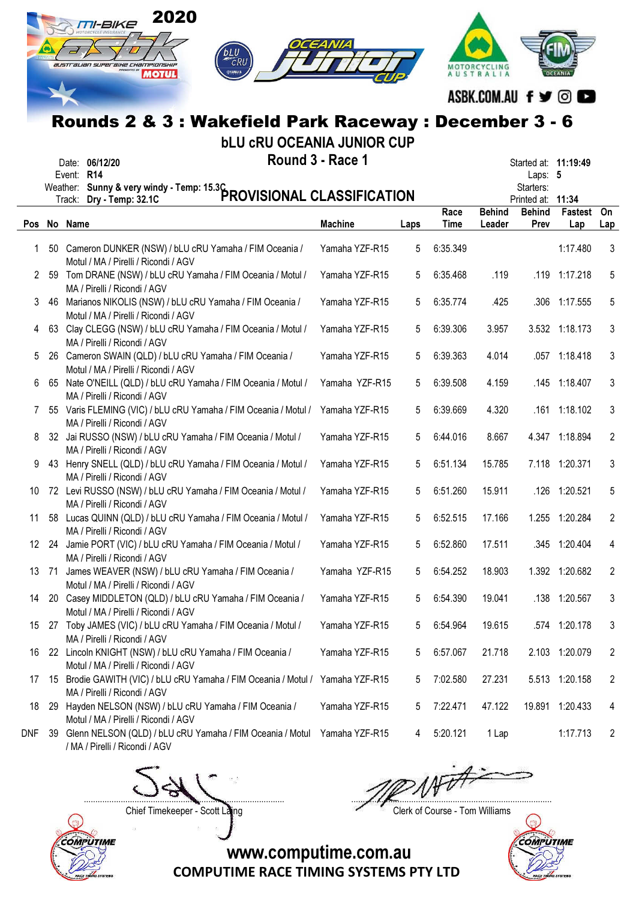# Rounds 2 & 3 : Wakefield Park Raceway : December 3 - 6

## bLU cRU OCEANIA JUNIOR CUP

### Round 3 - Race 1

Date: **06/12/20**
Event: **R14**
Weather: **Sunny & very windy - Temp: 15.3C**
Track: **Dry - Temp: 32.1C**

Started at: **11:19:49**
Laps: **5**
Starters:
Printed at: **11:34**

## PROVISIONAL CLASSIFICATION

| Pos | No | Name | Machine | Laps | Race Time | Behind Leader | Behind Prev | Fastest Lap | On Lap |
|---|---|---|---|---|---|---|---|---|---|
| 1 | 50 | Cameron DUNKER (NSW) / bLU cRU Yamaha / FIM Oceania / Motul / MA / Pirelli / Ricondi / AGV | Yamaha YZF-R15 | 5 | 6:35.349 | | | 1:17.480 | 3 |
| 2 | 59 | Tom DRANE (NSW) / bLU cRU Yamaha / FIM Oceania / Motul / MA / Pirelli / Ricondi / AGV | Yamaha YZF-R15 | 5 | 6:35.468 | .119 | .119 | 1:17.218 | 5 |
| 3 | 46 | Marianos NIKOLIS (NSW) / bLU cRU Yamaha / FIM Oceania / Motul / MA / Pirelli / Ricondi / AGV | Yamaha YZF-R15 | 5 | 6:35.774 | .425 | .306 | 1:17.555 | 5 |
| 4 | 63 | Clay CLEGG (NSW) / bLU cRU Yamaha / FIM Oceania / Motul / MA / Pirelli / Ricondi / AGV | Yamaha YZF-R15 | 5 | 6:39.306 | 3.957 | 3.532 | 1:18.173 | 3 |
| 5 | 26 | Cameron SWAIN (QLD) / bLU cRU Yamaha / FIM Oceania / Motul / MA / Pirelli / Ricondi / AGV | Yamaha YZF-R15 | 5 | 6:39.363 | 4.014 | .057 | 1:18.418 | 3 |
| 6 | 65 | Nate O'NEILL (QLD) / bLU cRU Yamaha / FIM Oceania / Motul / MA / Pirelli / Ricondi / AGV | Yamaha YZF-R15 | 5 | 6:39.508 | 4.159 | .145 | 1:18.407 | 3 |
| 7 | 55 | Varis FLEMING (VIC) / bLU cRU Yamaha / FIM Oceania / Motul / MA / Pirelli / Ricondi / AGV | Yamaha YZF-R15 | 5 | 6:39.669 | 4.320 | .161 | 1:18.102 | 3 |
| 8 | 32 | Jai RUSSO (NSW) / bLU cRU Yamaha / FIM Oceania / Motul / MA / Pirelli / Ricondi / AGV | Yamaha YZF-R15 | 5 | 6:44.016 | 8.667 | 4.347 | 1:18.894 | 2 |
| 9 | 43 | Henry SNELL (QLD) / bLU cRU Yamaha / FIM Oceania / Motul / MA / Pirelli / Ricondi / AGV | Yamaha YZF-R15 | 5 | 6:51.134 | 15.785 | 7.118 | 1:20.371 | 3 |
| 10 | 72 | Levi RUSSO (NSW) / bLU cRU Yamaha / FIM Oceania / Motul / MA / Pirelli / Ricondi / AGV | Yamaha YZF-R15 | 5 | 6:51.260 | 15.911 | .126 | 1:20.521 | 5 |
| 11 | 58 | Lucas QUINN (QLD) / bLU cRU Yamaha / FIM Oceania / Motul / MA / Pirelli / Ricondi / AGV | Yamaha YZF-R15 | 5 | 6:52.515 | 17.166 | 1.255 | 1:20.284 | 2 |
| 12 | 24 | Jamie PORT (VIC) / bLU cRU Yamaha / FIM Oceania / Motul / MA / Pirelli / Ricondi / AGV | Yamaha YZF-R15 | 5 | 6:52.860 | 17.511 | .345 | 1:20.404 | 4 |
| 13 | 71 | James WEAVER (NSW) / bLU cRU Yamaha / FIM Oceania / Motul / MA / Pirelli / Ricondi / AGV | Yamaha YZF-R15 | 5 | 6:54.252 | 18.903 | 1.392 | 1:20.682 | 2 |
| 14 | 20 | Casey MIDDLETON (QLD) / bLU cRU Yamaha / FIM Oceania / Motul / MA / Pirelli / Ricondi / AGV | Yamaha YZF-R15 | 5 | 6:54.390 | 19.041 | .138 | 1:20.567 | 3 |
| 15 | 27 | Toby JAMES (VIC) / bLU cRU Yamaha / FIM Oceania / Motul / MA / Pirelli / Ricondi / AGV | Yamaha YZF-R15 | 5 | 6:54.964 | 19.615 | .574 | 1:20.178 | 3 |
| 16 | 22 | Lincoln KNIGHT (NSW) / bLU cRU Yamaha / FIM Oceania / Motul / MA / Pirelli / Ricondi / AGV | Yamaha YZF-R15 | 5 | 6:57.067 | 21.718 | 2.103 | 1:20.079 | 2 |
| 17 | 15 | Brodie GAWITH (VIC) / bLU cRU Yamaha / FIM Oceania / Motul / MA / Pirelli / Ricondi / AGV | Yamaha YZF-R15 | 5 | 7:02.580 | 27.231 | 5.513 | 1:20.158 | 2 |
| 18 | 29 | Hayden NELSON (NSW) / bLU cRU Yamaha / FIM Oceania / Motul / MA / Pirelli / Ricondi / AGV | Yamaha YZF-R15 | 5 | 7:22.471 | 47.122 | 19.891 | 1:20.433 | 4 |
| DNF | 39 | Glenn NELSON (QLD) / bLU cRU Yamaha / FIM Oceania / Motul / MA / Pirelli / Ricondi / AGV | Yamaha YZF-R15 | 4 | 5:20.121 | 1 Lap | | 1:17.713 | 2 |

Chief Timekeeper - Scott Laing

Clerk of Course - Tom Williams

www.computime.com.au
COMPUTIME RACE TIMING SYSTEMS PTY LTD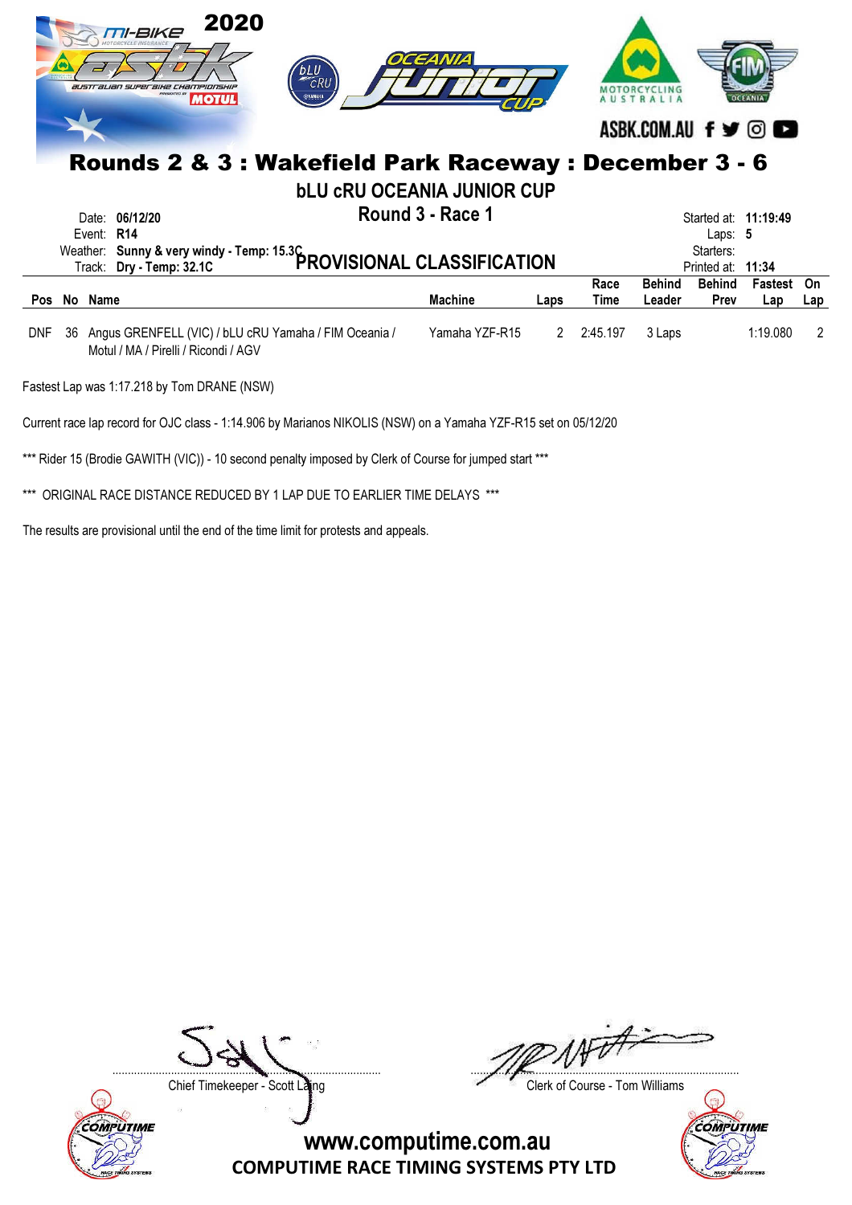## Rounds 2 & 3 : Wakefield Park Raceway : December 3 - 6

### bLU cRU OCEANIA JUNIOR CUP

### Round 3 - Race 1

Date: **06/12/20**
Event: **R14**
Weather: **Sunny & very windy - Temp: 15.3C**
Track: **Dry - Temp: 32.1C**

Started at: **11:19:49**
Laps: **5**
Starters:
Printed at: **11:34**

### PROVISIONAL CLASSIFICATION

| Pos | No | Name | Machine | Laps | Race Time | Behind Leader | Behind Prev | Fastest Lap | On Lap |
|---|---|---|---|---|---|---|---|---|---|
| DNF | 36 | Angus GRENFELL (VIC) / bLU cRU Yamaha / FIM Oceania / Motul / MA / Pirelli / Ricondi / AGV | Yamaha YZF-R15 | 2 | 2:45.197 | 3 Laps | | 1:19.080 | 2 |

Fastest Lap was 1:17.218 by Tom DRANE (NSW)

Current race lap record for OJC class - 1:14.906 by Marianos NIKOLIS (NSW) on a Yamaha YZF-R15 set on 05/12/20

*** Rider 15 (Brodie GAWITH (VIC)) - 10 second penalty imposed by Clerk of Course for jumped start ***

*** ORIGINAL RACE DISTANCE REDUCED BY 1 LAP DUE TO EARLIER TIME DELAYS ***

The results are provisional until the end of the time limit for protests and appeals.

Chief Timekeeper - Scott Laing

Clerk of Course - Tom Williams

www.computime.com.au
COMPUTIME RACE TIMING SYSTEMS PTY LTD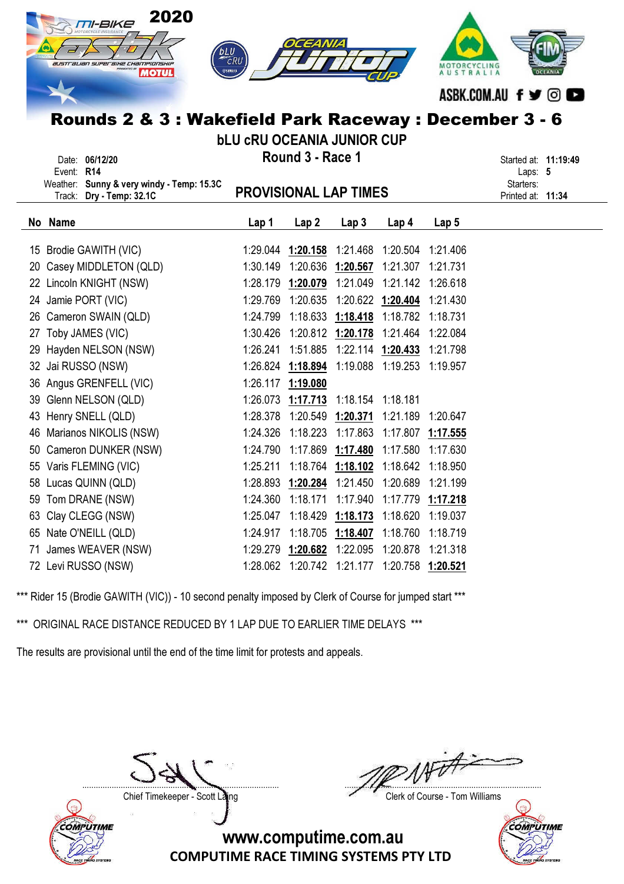# Rounds 2 & 3 : Wakefield Park Raceway : December 3 - 6

## bLU cRU OCEANIA JUNIOR CUP

### Round 3 - Race 1

Date: **06/12/20**
Event: **R14**
Weather: **Sunny & very windy - Temp: 15.3C**
Track: **Dry - Temp: 32.1C**

Started at: **11:19:49**
Laps: **5**
Starters:
Printed at: **11:34**

## PROVISIONAL LAP TIMES

| No | Name | Lap 1 | Lap 2 | Lap 3 | Lap 4 | Lap 5 |
|---|---|---|---|---|---|---|
| 15 | Brodie GAWITH (VIC) | 1:29.044 | **1:20.158** | 1:21.468 | 1:20.504 | 1:21.406 |
| 20 | Casey MIDDLETON (QLD) | 1:30.149 | 1:20.636 | **1:20.567** | 1:21.307 | 1:21.731 |
| 22 | Lincoln KNIGHT (NSW) | 1:28.179 | **1:20.079** | 1:21.049 | 1:21.142 | 1:26.618 |
| 24 | Jamie PORT (VIC) | 1:29.769 | 1:20.635 | 1:20.622 | **1:20.404** | 1:21.430 |
| 26 | Cameron SWAIN (QLD) | 1:24.799 | 1:18.633 | **1:18.418** | 1:18.782 | 1:18.731 |
| 27 | Toby JAMES (VIC) | 1:30.426 | 1:20.812 | **1:20.178** | 1:21.464 | 1:22.084 |
| 29 | Hayden NELSON (NSW) | 1:26.241 | 1:51.885 | 1:22.114 | **1:20.433** | 1:21.798 |
| 32 | Jai RUSSO (NSW) | 1:26.824 | **1:18.894** | 1:19.088 | 1:19.253 | 1:19.957 |
| 36 | Angus GRENFELL (VIC) | 1:26.117 | **1:19.080** | | | |
| 39 | Glenn NELSON (QLD) | 1:26.073 | **1:17.713** | 1:18.154 | 1:18.181 | |
| 43 | Henry SNELL (QLD) | 1:28.378 | 1:20.549 | **1:20.371** | 1:21.189 | 1:20.647 |
| 46 | Marianos NIKOLIS (NSW) | 1:24.326 | 1:18.223 | 1:17.863 | 1:17.807 | **1:17.555** |
| 50 | Cameron DUNKER (NSW) | 1:24.790 | 1:17.869 | **1:17.480** | 1:17.580 | 1:17.630 |
| 55 | Varis FLEMING (VIC) | 1:25.211 | 1:18.764 | **1:18.102** | 1:18.642 | 1:18.950 |
| 58 | Lucas QUINN (QLD) | 1:28.893 | **1:20.284** | 1:21.450 | 1:20.689 | 1:21.199 |
| 59 | Tom DRANE (NSW) | 1:24.360 | 1:18.171 | 1:17.940 | 1:17.779 | **1:17.218** |
| 63 | Clay CLEGG (NSW) | 1:25.047 | 1:18.429 | **1:18.173** | 1:18.620 | 1:19.037 |
| 65 | Nate O'NEILL (QLD) | 1:24.917 | 1:18.705 | **1:18.407** | 1:18.760 | 1:18.719 |
| 71 | James WEAVER (NSW) | 1:29.279 | **1:20.682** | 1:22.095 | 1:20.878 | 1:21.318 |
| 72 | Levi RUSSO (NSW) | 1:28.062 | 1:20.742 | 1:21.177 | 1:20.758 | **1:20.521** |

*** Rider 15 (Brodie GAWITH (VIC)) - 10 second penalty imposed by Clerk of Course for jumped start ***

*** ORIGINAL RACE DISTANCE REDUCED BY 1 LAP DUE TO EARLIER TIME DELAYS ***

The results are provisional until the end of the time limit for protests and appeals.

Chief Timekeeper - Scott Laing

Clerk of Course - Tom Williams

www.computime.com.au
COMPUTIME RACE TIMING SYSTEMS PTY LTD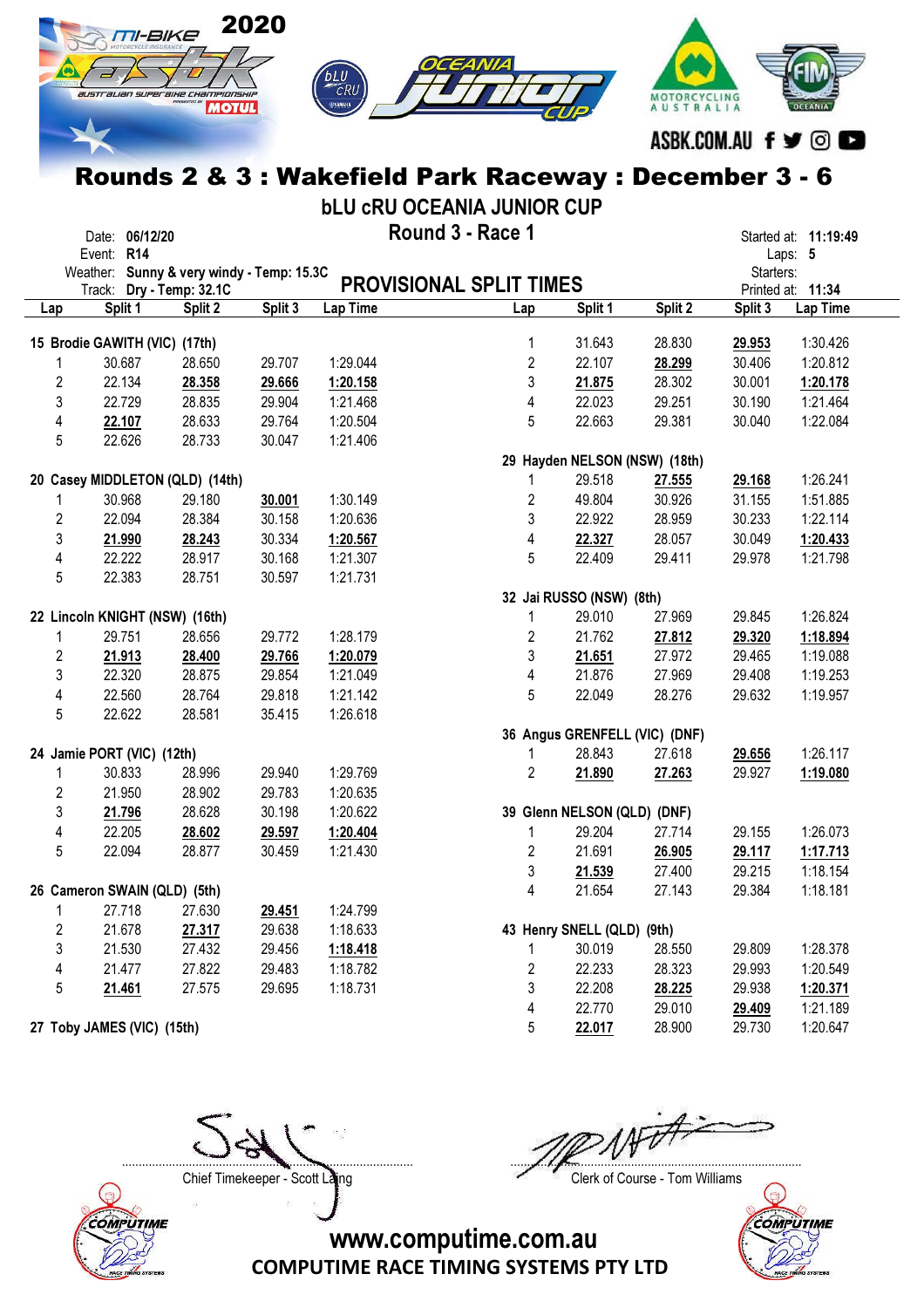# Rounds 2 & 3 : Wakefield Park Raceway : December 3 - 6

## bLU cRU OCEANIA JUNIOR CUP

## Round 3 - Race 1

Date: **06/12/20**
Event: **R14**
Weather: **Sunny & very windy - Temp: 15.3C**
Track: **Dry - Temp: 32.1C**

Started at: **11:19:49**
Laps: **5**
Starters:
Printed at: **11:34**

## PROVISIONAL SPLIT TIMES

| Lap | Split 1 | Split 2 | Split 3 | Lap Time |
|---|---|---|---|---|
| **15 Brodie GAWITH (VIC) (17th)** | | | | |
| 1 | 30.687 | 28.650 | 29.707 | 1:29.044 |
| 2 | 22.134 | **28.358** | **29.666** | **1:20.158** |
| 3 | 22.729 | 28.835 | 29.904 | 1:21.468 |
| 4 | **22.107** | 28.633 | 29.764 | 1:20.504 |
| 5 | 22.626 | 28.733 | 30.047 | 1:21.406 |
| **20 Casey MIDDLETON (QLD) (14th)** | | | | |
| 1 | 30.968 | 29.180 | **30.001** | 1:30.149 |
| 2 | 22.094 | 28.384 | 30.158 | 1:20.636 |
| 3 | **21.990** | **28.243** | 30.334 | **1:20.567** |
| 4 | 22.222 | 28.917 | 30.168 | 1:21.307 |
| 5 | 22.383 | 28.751 | 30.597 | 1:21.731 |
| **22 Lincoln KNIGHT (NSW) (16th)** | | | | |
| 1 | 29.751 | 28.656 | 29.772 | 1:28.179 |
| 2 | **21.913** | **28.400** | **29.766** | **1:20.079** |
| 3 | 22.320 | 28.875 | 29.854 | 1:21.049 |
| 4 | 22.560 | 28.764 | 29.818 | 1:21.142 |
| 5 | 22.622 | 28.581 | 35.415 | 1:26.618 |
| **24 Jamie PORT (VIC) (12th)** | | | | |
| 1 | 30.833 | 28.996 | 29.940 | 1:29.769 |
| 2 | 21.950 | 28.902 | 29.783 | 1:20.635 |
| 3 | **21.796** | 28.628 | 30.198 | 1:20.622 |
| 4 | 22.205 | **28.602** | **29.597** | **1:20.404** |
| 5 | 22.094 | 28.877 | 30.459 | 1:21.430 |
| **26 Cameron SWAIN (QLD) (5th)** | | | | |
| 1 | 27.718 | 27.630 | **29.451** | 1:24.799 |
| 2 | 21.678 | **27.317** | 29.638 | 1:18.633 |
| 3 | 21.530 | 27.432 | 29.456 | **1:18.418** |
| 4 | 21.477 | 27.822 | 29.483 | 1:18.782 |
| 5 | **21.461** | 27.575 | 29.695 | 1:18.731 |
| **27 Toby JAMES (VIC) (15th)** | | | | |
| 1 | 31.643 | 28.830 | **29.953** | 1:30.426 |
| 2 | 22.107 | **28.299** | 30.406 | 1:20.812 |
| 3 | **21.875** | 28.302 | 30.001 | **1:20.178** |
| 4 | 22.023 | 29.251 | 30.190 | 1:21.464 |
| 5 | 22.663 | 29.381 | 30.040 | 1:22.084 |
| **29 Hayden NELSON (NSW) (18th)** | | | | |
| 1 | 29.518 | **27.555** | **29.168** | 1:26.241 |
| 2 | 49.804 | 30.926 | 31.155 | 1:51.885 |
| 3 | 22.922 | 28.959 | 30.233 | 1:22.114 |
| 4 | **22.327** | 28.057 | 30.049 | **1:20.433** |
| 5 | 22.409 | 29.411 | 29.978 | 1:21.798 |
| **32 Jai RUSSO (NSW) (8th)** | | | | |
| 1 | 29.010 | 27.969 | 29.845 | 1:26.824 |
| 2 | 21.762 | **27.812** | **29.320** | **1:18.894** |
| 3 | **21.651** | 27.972 | 29.465 | 1:19.088 |
| 4 | 21.876 | 27.969 | 29.408 | 1:19.253 |
| 5 | 22.049 | 28.276 | 29.632 | 1:19.957 |
| **36 Angus GRENFELL (VIC) (DNF)** | | | | |
| 1 | 28.843 | 27.618 | **29.656** | 1:26.117 |
| 2 | **21.890** | **27.263** | 29.927 | **1:19.080** |
| **39 Glenn NELSON (QLD) (DNF)** | | | | |
| 1 | 29.204 | 27.714 | 29.155 | 1:26.073 |
| 2 | 21.691 | **26.905** | **29.117** | **1:17.713** |
| 3 | **21.539** | 27.400 | 29.215 | 1:18.154 |
| 4 | 21.654 | 27.143 | 29.384 | 1:18.181 |
| **43 Henry SNELL (QLD) (9th)** | | | | |
| 1 | 30.019 | 28.550 | 29.809 | 1:28.378 |
| 2 | 22.233 | 28.323 | 29.993 | 1:20.549 |
| 3 | 22.208 | **28.225** | 29.938 | **1:20.371** |
| 4 | 22.770 | 29.010 | **29.409** | 1:21.189 |
| 5 | **22.017** | 28.900 | 29.730 | 1:20.647 |

Chief Timekeeper - Scott Laing

Clerk of Course - Tom Williams

www.computime.com.au
COMPUTIME RACE TIMING SYSTEMS PTY LTD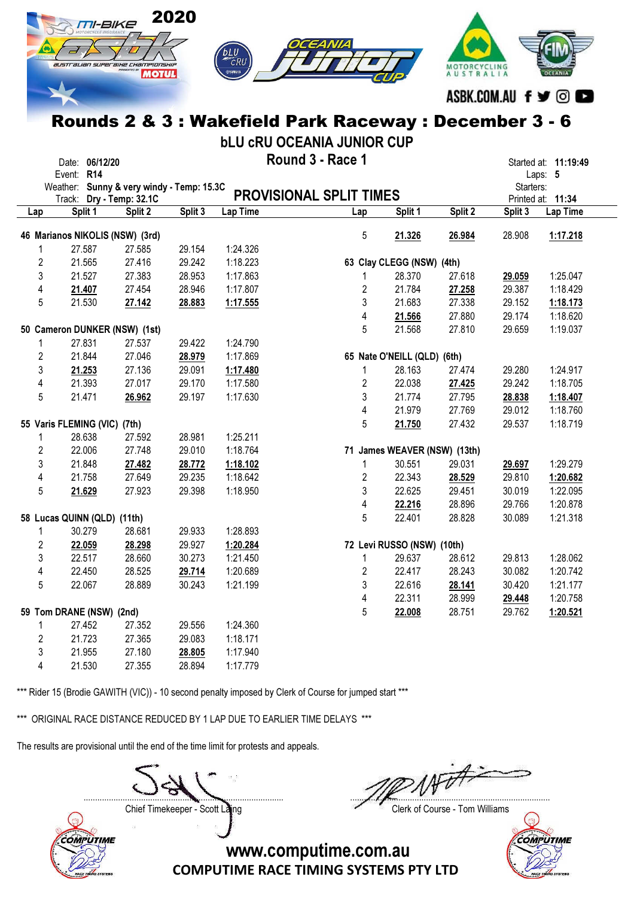# Rounds 2 & 3 : Wakefield Park Raceway : December 3 - 6

## bLU cRU OCEANIA JUNIOR CUP

### Round 3 - Race 1

Date: **06/12/20**
Event: **R14**
Weather: **Sunny & very windy - Temp: 15.3C**
Track: **Dry - Temp: 32.1C**

Started at: **11:19:49**
Laps: **5**
Starters:
Printed at: **11:34**

## PROVISIONAL SPLIT TIMES

| Lap | Split 1 | Split 2 | Split 3 | Lap Time |
|---|---|---|---|---|
| **46 Marianos NIKOLIS (NSW) (3rd)** | | | | |
| 1 | 27.587 | 27.585 | 29.154 | 1:24.326 |
| 2 | 21.565 | 27.416 | 29.242 | 1:18.223 |
| 3 | 21.527 | 27.383 | 28.953 | 1:17.863 |
| 4 | **21.407** | 27.454 | 28.946 | 1:17.807 |
| 5 | 21.530 | **27.142** | **28.883** | **1:17.555** |
| **50 Cameron DUNKER (NSW) (1st)** | | | | |
| 1 | 27.831 | 27.537 | 29.422 | 1:24.790 |
| 2 | 21.844 | 27.046 | **28.979** | 1:17.869 |
| 3 | **21.253** | 27.136 | 29.091 | **1:17.480** |
| 4 | 21.393 | 27.017 | 29.170 | 1:17.580 |
| 5 | 21.471 | **26.962** | 29.197 | 1:17.630 |
| **55 Varis FLEMING (VIC) (7th)** | | | | |
| 1 | 28.638 | 27.592 | 28.981 | 1:25.211 |
| 2 | 22.006 | 27.748 | 29.010 | 1:18.764 |
| 3 | 21.848 | **27.482** | **28.772** | **1:18.102** |
| 4 | 21.758 | 27.649 | 29.235 | 1:18.642 |
| 5 | **21.629** | 27.923 | 29.398 | 1:18.950 |
| **58 Lucas QUINN (QLD) (11th)** | | | | |
| 1 | 30.279 | 28.681 | 29.933 | 1:28.893 |
| 2 | **22.059** | **28.298** | 29.927 | **1:20.284** |
| 3 | 22.517 | 28.660 | 30.273 | 1:21.450 |
| 4 | 22.450 | 28.525 | **29.714** | 1:20.689 |
| 5 | 22.067 | 28.889 | 30.243 | 1:21.199 |
| **59 Tom DRANE (NSW) (2nd)** | | | | |
| 1 | 27.452 | 27.352 | 29.556 | 1:24.360 |
| 2 | 21.723 | 27.365 | 29.083 | 1:18.171 |
| 3 | 21.955 | 27.180 | **28.805** | 1:17.940 |
| 4 | 21.530 | 27.355 | 28.894 | 1:17.779 |
| 5 | **21.326** | **26.984** | 28.908 | **1:17.218** |
| **63 Clay CLEGG (NSW) (4th)** | | | | |
| 1 | 28.370 | 27.618 | **29.059** | 1:25.047 |
| 2 | 21.784 | **27.258** | 29.387 | 1:18.429 |
| 3 | 21.683 | 27.338 | 29.152 | **1:18.173** |
| 4 | **21.566** | 27.880 | 29.174 | 1:18.620 |
| 5 | 21.568 | 27.810 | 29.659 | 1:19.037 |
| **65 Nate O'NEILL (QLD) (6th)** | | | | |
| 1 | 28.163 | 27.474 | 29.280 | 1:24.917 |
| 2 | 22.038 | **27.425** | 29.242 | 1:18.705 |
| 3 | 21.774 | 27.795 | **28.838** | **1:18.407** |
| 4 | 21.979 | 27.769 | 29.012 | 1:18.760 |
| 5 | **21.750** | 27.432 | 29.537 | 1:18.719 |
| **71 James WEAVER (NSW) (13th)** | | | | |
| 1 | 30.551 | 29.031 | **29.697** | 1:29.279 |
| 2 | 22.343 | **28.529** | 29.810 | **1:20.682** |
| 3 | 22.625 | 29.451 | 30.019 | 1:22.095 |
| 4 | **22.216** | 28.896 | 29.766 | 1:20.878 |
| 5 | 22.401 | 28.828 | 30.089 | 1:21.318 |
| **72 Levi RUSSO (NSW) (10th)** | | | | |
| 1 | 29.637 | 28.612 | 29.813 | 1:28.062 |
| 2 | 22.417 | 28.243 | 30.082 | 1:20.742 |
| 3 | 22.616 | **28.141** | 30.420 | 1:21.177 |
| 4 | 22.311 | 28.999 | **29.448** | 1:20.758 |
| 5 | **22.008** | 28.751 | 29.762 | **1:20.521** |

*** Rider 15 (Brodie GAWITH (VIC)) - 10 second penalty imposed by Clerk of Course for jumped start ***

*** ORIGINAL RACE DISTANCE REDUCED BY 1 LAP DUE TO EARLIER TIME DELAYS ***

The results are provisional until the end of the time limit for protests and appeals.

Chief Timekeeper - Scott Laing

Clerk of Course - Tom Williams

www.computime.com.au
COMPUTIME RACE TIMING SYSTEMS PTY LTD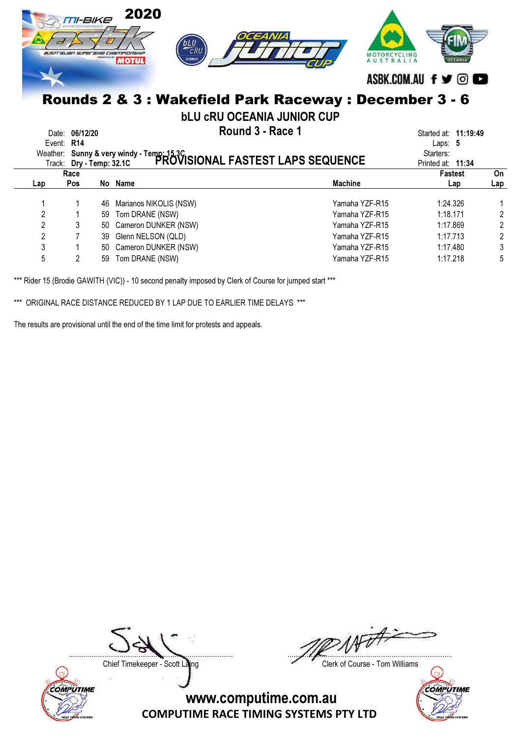# Rounds 2 & 3 : Wakefield Park Raceway : December 3 - 6

## bLU cRU OCEANIA JUNIOR CUP

## Round 3 - Race 1

## PROVISIONAL FASTEST LAPS SEQUENCE

Date: **06/12/20**
Event: **R14**
Weather: **Sunny & very windy - Temp: 15.3C**
Track: **Dry - Temp: 32.1C**

Started at: **11:19:49**
Laps: **5**
Starters:
Printed at: **11:34**

| Lap | Race Pos | No | Name | Machine | Fastest Lap | On Lap |
|---|---|---|---|---|---|---|
| 1 | 1 | 46 | Marianos NIKOLIS (NSW) | Yamaha YZF-R15 | 1:24.326 | 1 |
| 2 | 1 | 59 | Tom DRANE (NSW) | Yamaha YZF-R15 | 1:18.171 | 2 |
| 2 | 3 | 50 | Cameron DUNKER (NSW) | Yamaha YZF-R15 | 1:17.869 | 2 |
| 2 | 7 | 39 | Glenn NELSON (QLD) | Yamaha YZF-R15 | 1:17.713 | 2 |
| 3 | 1 | 50 | Cameron DUNKER (NSW) | Yamaha YZF-R15 | 1:17.480 | 3 |
| 5 | 2 | 59 | Tom DRANE (NSW) | Yamaha YZF-R15 | 1:17.218 | 5 |

*** Rider 15 (Brodie GAWITH (VIC)) - 10 second penalty imposed by Clerk of Course for jumped start ***

*** ORIGINAL RACE DISTANCE REDUCED BY 1 LAP DUE TO EARLIER TIME DELAYS ***

The results are provisional until the end of the time limit for protests and appeals.

Chief Timekeeper - Scott Laing

Clerk of Course - Tom Williams

www.computime.com.au
COMPUTIME RACE TIMING SYSTEMS PTY LTD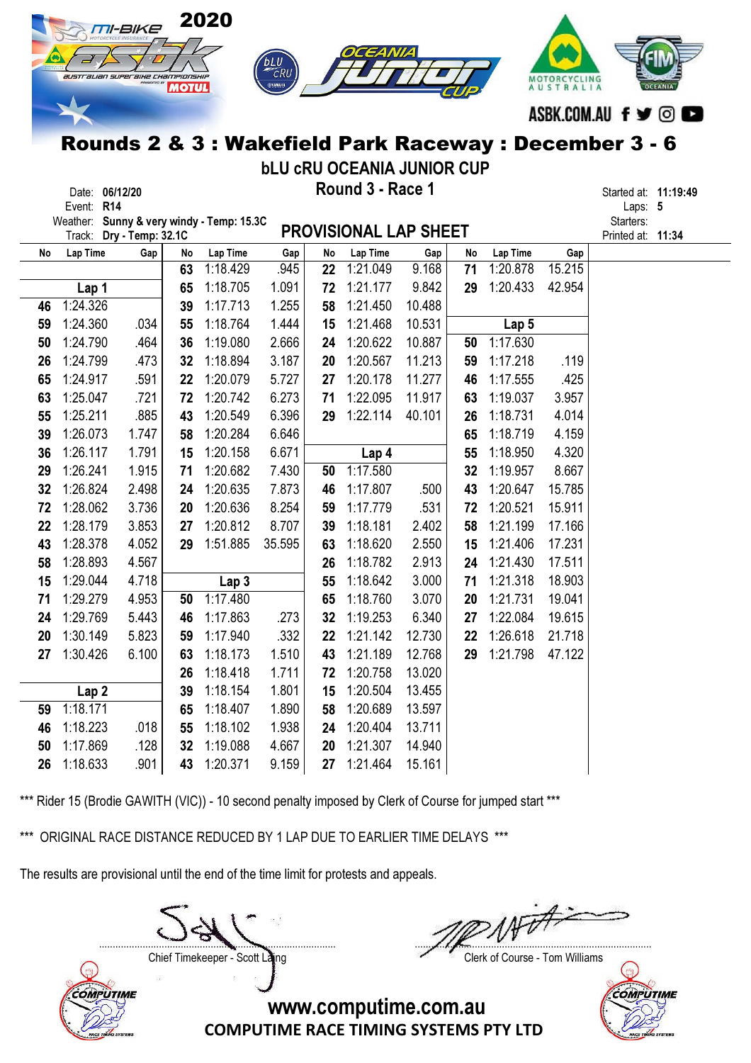# Rounds 2 & 3 : Wakefield Park Raceway : December 3 - 6

## bLU cRU OCEANIA JUNIOR CUP

## Round 3 - Race 1

Date: **06/12/20**
Event: **R14**
Weather: **Sunny & very windy - Temp: 15.3C**
Track: **Dry - Temp: 32.1C**

Started at: **11:19:49**
Laps: **5**
Starters:
Printed at: **11:34**

## PROVISIONAL LAP SHEET

| No | Lap Time | Gap | No | Lap Time | Gap | No | Lap Time | Gap | No | Lap Time | Gap |
|---|---|---|---|---|---|---|---|---|---|---|---|
| | | | 63 | 1:18.429 | .945 | 22 | 1:21.049 | 9.168 | 71 | 1:20.878 | 15.215 |
| | **Lap 1** | | 65 | 1:18.705 | 1.091 | 72 | 1:21.177 | 9.842 | 29 | 1:20.433 | 42.954 |
| 46 | 1:24.326 | | 39 | 1:17.713 | 1.255 | 58 | 1:21.450 | 10.488 | | | |
| 59 | 1:24.360 | .034 | 55 | 1:18.764 | 1.444 | 15 | 1:21.468 | 10.531 | | **Lap 5** | |
| 50 | 1:24.790 | .464 | 36 | 1:19.080 | 2.666 | 24 | 1:20.622 | 10.887 | 50 | 1:17.630 | |
| 26 | 1:24.799 | .473 | 32 | 1:18.894 | 3.187 | 20 | 1:20.567 | 11.213 | 59 | 1:17.218 | .119 |
| 65 | 1:24.917 | .591 | 22 | 1:20.079 | 5.727 | 27 | 1:20.178 | 11.277 | 46 | 1:17.555 | .425 |
| 63 | 1:25.047 | .721 | 72 | 1:20.742 | 6.273 | 71 | 1:22.095 | 11.917 | 63 | 1:19.037 | 3.957 |
| 55 | 1:25.211 | .885 | 43 | 1:20.549 | 6.396 | 29 | 1:22.114 | 40.101 | 26 | 1:18.731 | 4.014 |
| 39 | 1:26.073 | 1.747 | 58 | 1:20.284 | 6.646 | | | | 65 | 1:18.719 | 4.159 |
| 36 | 1:26.117 | 1.791 | 15 | 1:20.158 | 6.671 | | **Lap 4** | | 55 | 1:18.950 | 4.320 |
| 29 | 1:26.241 | 1.915 | 71 | 1:20.682 | 7.430 | 50 | 1:17.580 | | 32 | 1:19.957 | 8.667 |
| 32 | 1:26.824 | 2.498 | 24 | 1:20.635 | 7.873 | 46 | 1:17.807 | .500 | 43 | 1:20.647 | 15.785 |
| 72 | 1:28.062 | 3.736 | 20 | 1:20.636 | 8.254 | 59 | 1:17.779 | .531 | 72 | 1:20.521 | 15.911 |
| 22 | 1:28.179 | 3.853 | 27 | 1:20.812 | 8.707 | 39 | 1:18.181 | 2.402 | 58 | 1:21.199 | 17.166 |
| 43 | 1:28.378 | 4.052 | 29 | 1:51.885 | 35.595 | 63 | 1:18.620 | 2.550 | 15 | 1:21.406 | 17.231 |
| 58 | 1:28.893 | 4.567 | | | | 26 | 1:18.782 | 2.913 | 24 | 1:21.430 | 17.511 |
| 15 | 1:29.044 | 4.718 | | **Lap 3** | | 55 | 1:18.642 | 3.000 | 71 | 1:21.318 | 18.903 |
| 71 | 1:29.279 | 4.953 | 50 | 1:17.480 | | 65 | 1:18.760 | 3.070 | 20 | 1:21.731 | 19.041 |
| 24 | 1:29.769 | 5.443 | 46 | 1:17.863 | .273 | 32 | 1:19.253 | 6.340 | 27 | 1:22.084 | 19.615 |
| 20 | 1:30.149 | 5.823 | 59 | 1:17.940 | .332 | 22 | 1:21.142 | 12.730 | 22 | 1:26.618 | 21.718 |
| 27 | 1:30.426 | 6.100 | 63 | 1:18.173 | 1.510 | 43 | 1:21.189 | 12.768 | 29 | 1:21.798 | 47.122 |
| | | | 26 | 1:18.418 | 1.711 | 72 | 1:20.758 | 13.020 | | | |
| | **Lap 2** | | 39 | 1:18.154 | 1.801 | 15 | 1:20.504 | 13.455 | | | |
| 59 | 1:18.171 | | 65 | 1:18.407 | 1.890 | 58 | 1:20.689 | 13.597 | | | |
| 46 | 1:18.223 | .018 | 55 | 1:18.102 | 1.938 | 24 | 1:20.404 | 13.711 | | | |
| 50 | 1:17.869 | .128 | 32 | 1:19.088 | 4.667 | 20 | 1:21.307 | 14.940 | | | |
| 26 | 1:18.633 | .901 | 43 | 1:20.371 | 9.159 | 27 | 1:21.464 | 15.161 | | | |

*** Rider 15 (Brodie GAWITH (VIC)) - 10 second penalty imposed by Clerk of Course for jumped start ***

*** ORIGINAL RACE DISTANCE REDUCED BY 1 LAP DUE TO EARLIER TIME DELAYS ***

The results are provisional until the end of the time limit for protests and appeals.

Chief Timekeeper - Scott Laing

Clerk of Course - Tom Williams

www.computime.com.au
COMPUTIME RACE TIMING SYSTEMS PTY LTD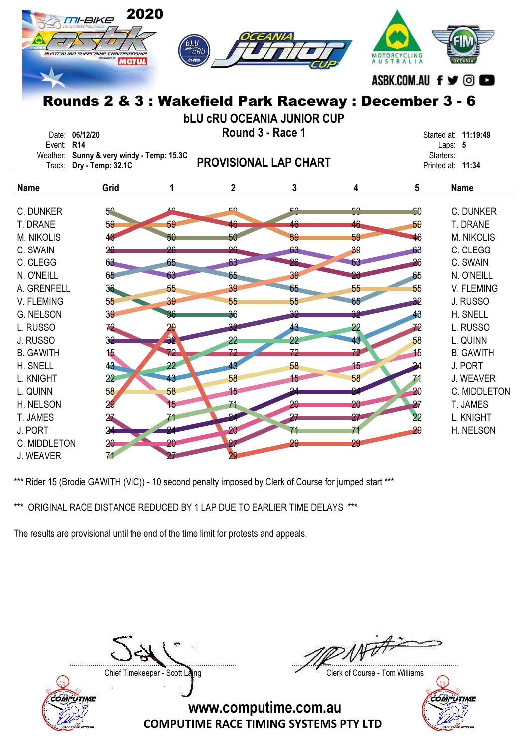# Rounds 2 & 3 : Wakefield Park Raceway : December 3 - 6

## bLU cRU OCEANIA JUNIOR CUP

### Round 3 - Race 1

Date: 06/12/20
Event: R14
Weather: Sunny & very windy - Temp: 15.3C
Track: Dry - Temp: 32.1C

Started at: 11:19:49
Laps: 5
Starters:
Printed at: 11:34

## PROVISIONAL LAP CHART

| Name | Grid | 1 | 2 | 3 | 4 | 5 | Name |
|---|---|---|---|---|---|---|---|
| C. DUNKER | 50 | 46 | 50 | 50 | 50 | 50 | C. DUNKER |
| T. DRANE | 59 | 59 | 46 | 46 | 46 | 59 | T. DRANE |
| M. NIKOLIS | 46 | 50 | 50 | 59 | 59 | 46 | M. NIKOLIS |
| C. SWAIN | 26 | 26 | 26 | 63 | 39 | 63 | C. CLEGG |
| C. CLEGG | 63 | 65 | 63 | 26 | 63 | 26 | C. SWAIN |
| N. O'NEILL | 65 | 63 | 65 | 39 | 26 | 65 | N. O'NEILL |
| A. GRENFELL | 36 | 55 | 39 | 65 | 55 | 55 | V. FLEMING |
| V. FLEMING | 55 | 39 | 55 | 55 | 65 | 32 | J. RUSSO |
| G. NELSON | 39 | 36 | 36 | 32 | 32 | 43 | H. SNELL |
| L. RUSSO | 72 | 29 | 32 | 43 | 22 | 72 | L. RUSSO |
| J. RUSSO | 32 | 32 | 22 | 22 | 43 | 58 | L. QUINN |
| B. GAWITH | 15 | 72 | 72 | 72 | 72 | 15 | B. GAWITH |
| H. SNELL | 43 | 22 | 43 | 58 | 15 | 24 | J. PORT |
| L. KNIGHT | 22 | 43 | 58 | 15 | 58 | 71 | J. WEAVER |
| L. QUINN | 58 | 58 | 15 | 24 | 24 | 20 | C. MIDDLETON |
| H. NELSON | 29 | 15 | 71 | 20 | 20 | 27 | T. JAMES |
| T. JAMES | 27 | 71 | 24 | 27 | 27 | 22 | L. KNIGHT |
| J. PORT | 24 | 24 | 20 | 71 | 71 | 29 | H. NELSON |
| C. MIDDLETON | 20 | 20 | 27 | 29 | 29 | | |
| J. WEAVER | 71 | 27 | 29 | | | | |

\*\*\* Rider 15 (Brodie GAWITH (VIC)) - 10 second penalty imposed by Clerk of Course for jumped start \*\*\*

\*\*\* ORIGINAL RACE DISTANCE REDUCED BY 1 LAP DUE TO EARLIER TIME DELAYS \*\*\*

The results are provisional until the end of the time limit for protests and appeals.

Chief Timekeeper - Scott Laing

Clerk of Course - Tom Williams

www.computime.com.au
COMPUTIME RACE TIMING SYSTEMS PTY LTD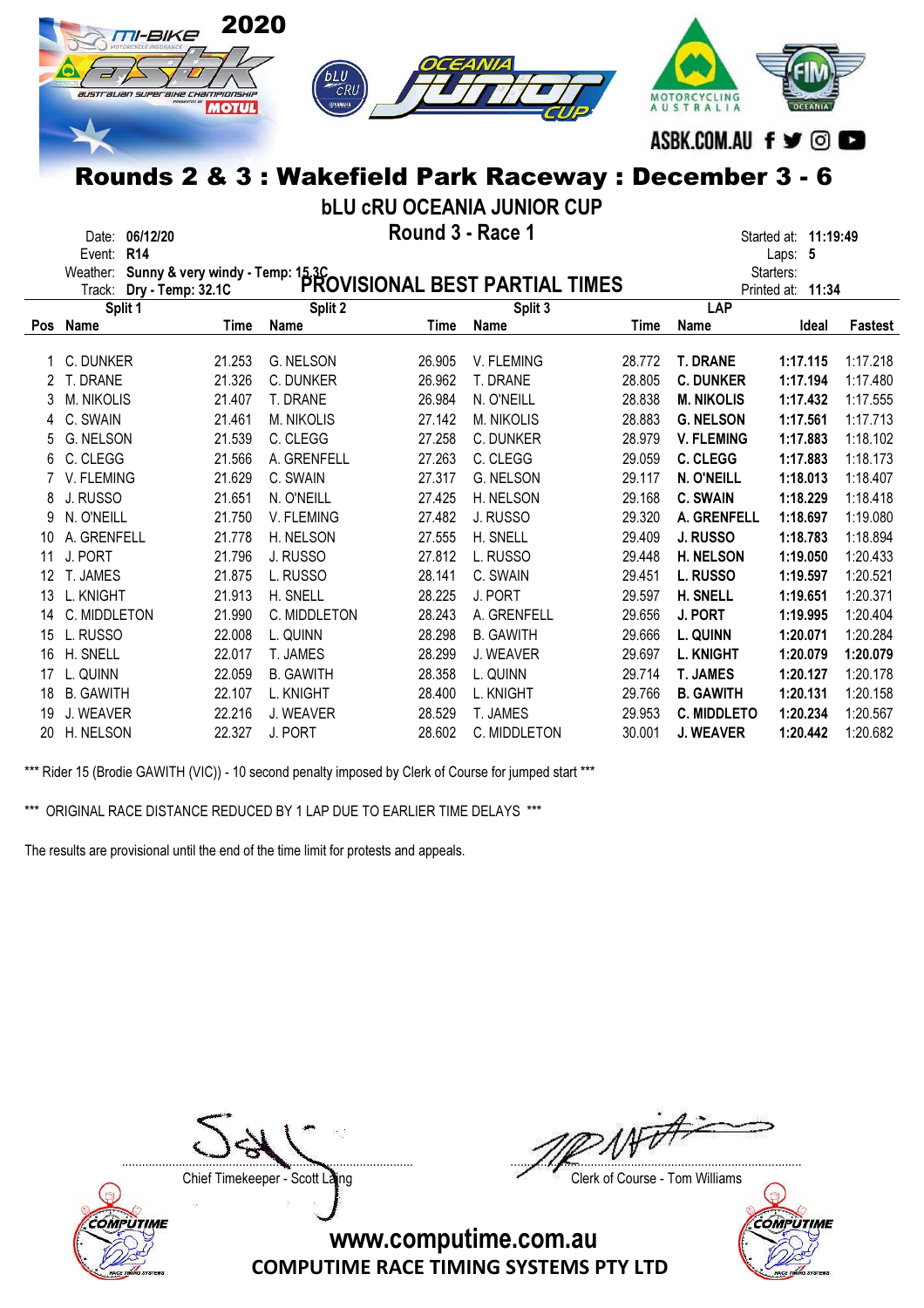# Rounds 2 & 3 : Wakefield Park Raceway : December 3 - 6

## bLU cRU OCEANIA JUNIOR CUP

### Round 3 - Race 1

### PROVISIONAL BEST PARTIAL TIMES

Date: **06/12/20**
Event: **R14**
Weather: **Sunny & very windy - Temp: 15.3C**
Track: **Dry - Temp: 32.1C**

Started at: **11:19:49**
Laps: **5**
Starters:
Printed at: **11:34**

| Pos | Split 1 Name | Time | Split 2 Name | Time | Split 3 Name | Time | LAP Name | Ideal | Fastest |
|---|---|---|---|---|---|---|---|---|---|
| 1 | C. DUNKER | 21.253 | G. NELSON | 26.905 | V. FLEMING | 28.772 | **T. DRANE** | **1:17.115** | 1:17.218 |
| 2 | T. DRANE | 21.326 | C. DUNKER | 26.962 | T. DRANE | 28.805 | **C. DUNKER** | **1:17.194** | 1:17.480 |
| 3 | M. NIKOLIS | 21.407 | T. DRANE | 26.984 | N. O'NEILL | 28.838 | **M. NIKOLIS** | **1:17.432** | 1:17.555 |
| 4 | C. SWAIN | 21.461 | M. NIKOLIS | 27.142 | M. NIKOLIS | 28.883 | **G. NELSON** | **1:17.561** | 1:17.713 |
| 5 | G. NELSON | 21.539 | C. CLEGG | 27.258 | C. DUNKER | 28.979 | **V. FLEMING** | **1:17.883** | 1:18.102 |
| 6 | C. CLEGG | 21.566 | A. GRENFELL | 27.263 | C. CLEGG | 29.059 | **C. CLEGG** | **1:17.883** | 1:18.173 |
| 7 | V. FLEMING | 21.629 | C. SWAIN | 27.317 | G. NELSON | 29.117 | **N. O'NEILL** | **1:18.013** | 1:18.407 |
| 8 | J. RUSSO | 21.651 | N. O'NEILL | 27.425 | H. NELSON | 29.168 | **C. SWAIN** | **1:18.229** | 1:18.418 |
| 9 | N. O'NEILL | 21.750 | V. FLEMING | 27.482 | J. RUSSO | 29.320 | **A. GRENFELL** | **1:18.697** | 1:19.080 |
| 10 | A. GRENFELL | 21.778 | H. NELSON | 27.555 | H. SNELL | 29.409 | **J. RUSSO** | **1:18.783** | 1:18.894 |
| 11 | J. PORT | 21.796 | J. RUSSO | 27.812 | L. RUSSO | 29.448 | **H. NELSON** | **1:19.050** | 1:20.433 |
| 12 | T. JAMES | 21.875 | L. RUSSO | 28.141 | C. SWAIN | 29.451 | **L. RUSSO** | **1:19.597** | 1:20.521 |
| 13 | L. KNIGHT | 21.913 | H. SNELL | 28.225 | J. PORT | 29.597 | **H. SNELL** | **1:19.651** | 1:20.371 |
| 14 | C. MIDDLETON | 21.990 | C. MIDDLETON | 28.243 | A. GRENFELL | 29.656 | **J. PORT** | **1:19.995** | 1:20.404 |
| 15 | L. RUSSO | 22.008 | L. QUINN | 28.298 | B. GAWITH | 29.666 | **L. QUINN** | **1:20.071** | 1:20.284 |
| 16 | H. SNELL | 22.017 | T. JAMES | 28.299 | J. WEAVER | 29.697 | **L. KNIGHT** | **1:20.079** | **1:20.079** |
| 17 | L. QUINN | 22.059 | B. GAWITH | 28.358 | L. QUINN | 29.714 | **T. JAMES** | **1:20.127** | 1:20.178 |
| 18 | B. GAWITH | 22.107 | L. KNIGHT | 28.400 | L. KNIGHT | 29.766 | **B. GAWITH** | **1:20.131** | 1:20.158 |
| 19 | J. WEAVER | 22.216 | J. WEAVER | 28.529 | T. JAMES | 29.953 | **C. MIDDLETO** | **1:20.234** | 1:20.567 |
| 20 | H. NELSON | 22.327 | J. PORT | 28.602 | C. MIDDLETON | 30.001 | **J. WEAVER** | **1:20.442** | 1:20.682 |

*** Rider 15 (Brodie GAWITH (VIC)) - 10 second penalty imposed by Clerk of Course for jumped start ***

*** ORIGINAL RACE DISTANCE REDUCED BY 1 LAP DUE TO EARLIER TIME DELAYS ***

The results are provisional until the end of the time limit for protests and appeals.

Chief Timekeeper - Scott Laing

Clerk of Course - Tom Williams

www.computime.com.au
COMPUTIME RACE TIMING SYSTEMS PTY LTD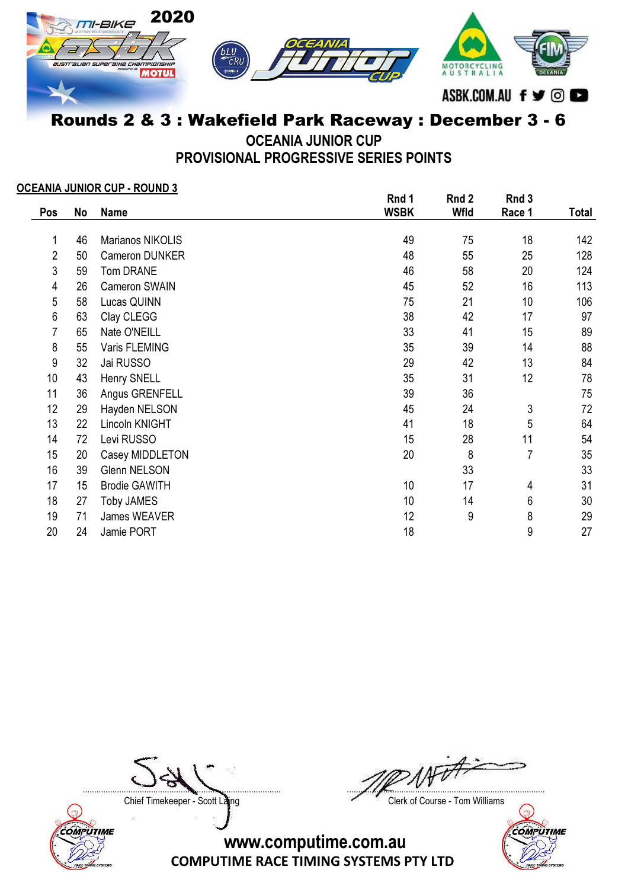# Rounds 2 & 3 : Wakefield Park Raceway : December 3 - 6

## OCEANIA JUNIOR CUP

## PROVISIONAL PROGRESSIVE SERIES POINTS

**OCEANIA JUNIOR CUP - ROUND 3**

| Pos | No | Name | Rnd 1 WSBK | Rnd 2 Wfld | Rnd 3 Race 1 | Total |
|---|---|---|---|---|---|---|
| 1 | 46 | Marianos NIKOLIS | 49 | 75 | 18 | 142 |
| 2 | 50 | Cameron DUNKER | 48 | 55 | 25 | 128 |
| 3 | 59 | Tom DRANE | 46 | 58 | 20 | 124 |
| 4 | 26 | Cameron SWAIN | 45 | 52 | 16 | 113 |
| 5 | 58 | Lucas QUINN | 75 | 21 | 10 | 106 |
| 6 | 63 | Clay CLEGG | 38 | 42 | 17 | 97 |
| 7 | 65 | Nate O'NEILL | 33 | 41 | 15 | 89 |
| 8 | 55 | Varis FLEMING | 35 | 39 | 14 | 88 |
| 9 | 32 | Jai RUSSO | 29 | 42 | 13 | 84 |
| 10 | 43 | Henry SNELL | 35 | 31 | 12 | 78 |
| 11 | 36 | Angus GRENFELL | 39 | 36 | | 75 |
| 12 | 29 | Hayden NELSON | 45 | 24 | 3 | 72 |
| 13 | 22 | Lincoln KNIGHT | 41 | 18 | 5 | 64 |
| 14 | 72 | Levi RUSSO | 15 | 28 | 11 | 54 |
| 15 | 20 | Casey MIDDLETON | 20 | 8 | 7 | 35 |
| 16 | 39 | Glenn NELSON | | 33 | | 33 |
| 17 | 15 | Brodie GAWITH | 10 | 17 | 4 | 31 |
| 18 | 27 | Toby JAMES | 10 | 14 | 6 | 30 |
| 19 | 71 | James WEAVER | 12 | 9 | 8 | 29 |
| 20 | 24 | Jamie PORT | 18 | | 9 | 27 |

Chief Timekeeper - Scott Laing

Clerk of Course - Tom Williams

www.computime.com.au

COMPUTIME RACE TIMING SYSTEMS PTY LTD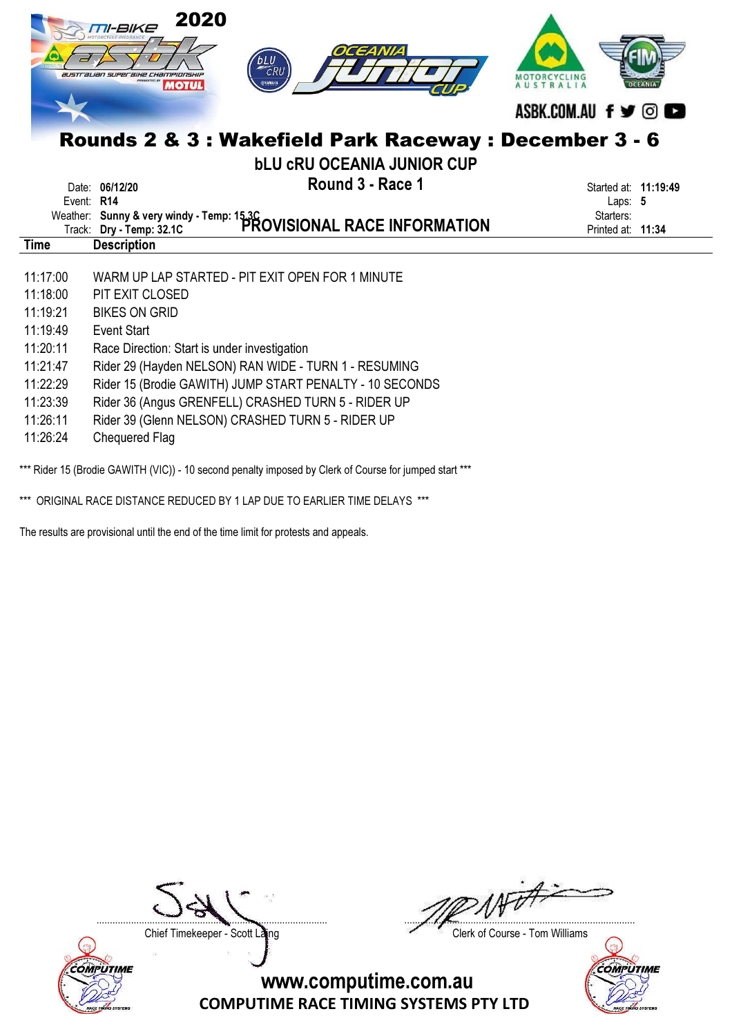2020

# Rounds 2 & 3 : Wakefield Park Raceway : December 3 - 6

## bLU cRU OCEANIA JUNIOR CUP

### Round 3 - Race 1

Date: **06/12/20**
Event: **R14**
Weather: **Sunny & very windy - Temp: 15.3C**
Track: **Dry - Temp: 32.1C**

Started at: **11:19:49**
Laps: **5**
Starters:
Printed at: **11:34**

**PROVISIONAL RACE INFORMATION**

| Time | Description |
|---|---|
| 11:17:00 | WARM UP LAP STARTED - PIT EXIT OPEN FOR 1 MINUTE |
| 11:18:00 | PIT EXIT CLOSED |
| 11:19:21 | BIKES ON GRID |
| 11:19:49 | Event Start |
| 11:20:11 | Race Direction: Start is under investigation |
| 11:21:47 | Rider 29 (Hayden NELSON) RAN WIDE - TURN 1 - RESUMING |
| 11:22:29 | Rider 15 (Brodie GAWITH) JUMP START PENALTY - 10 SECONDS |
| 11:23:39 | Rider 36 (Angus GRENFELL) CRASHED TURN 5 - RIDER UP |
| 11:26:11 | Rider 39 (Glenn NELSON) CRASHED TURN 5 - RIDER UP |
| 11:26:24 | Chequered Flag |

*** Rider 15 (Brodie GAWITH (VIC)) - 10 second penalty imposed by Clerk of Course for jumped start ***

*** ORIGINAL RACE DISTANCE REDUCED BY 1 LAP DUE TO EARLIER TIME DELAYS ***

The results are provisional until the end of the time limit for protests and appeals.

Chief Timekeeper - Scott Laing

Clerk of Course - Tom Williams

www.computime.com.au
COMPUTIME RACE TIMING SYSTEMS PTY LTD